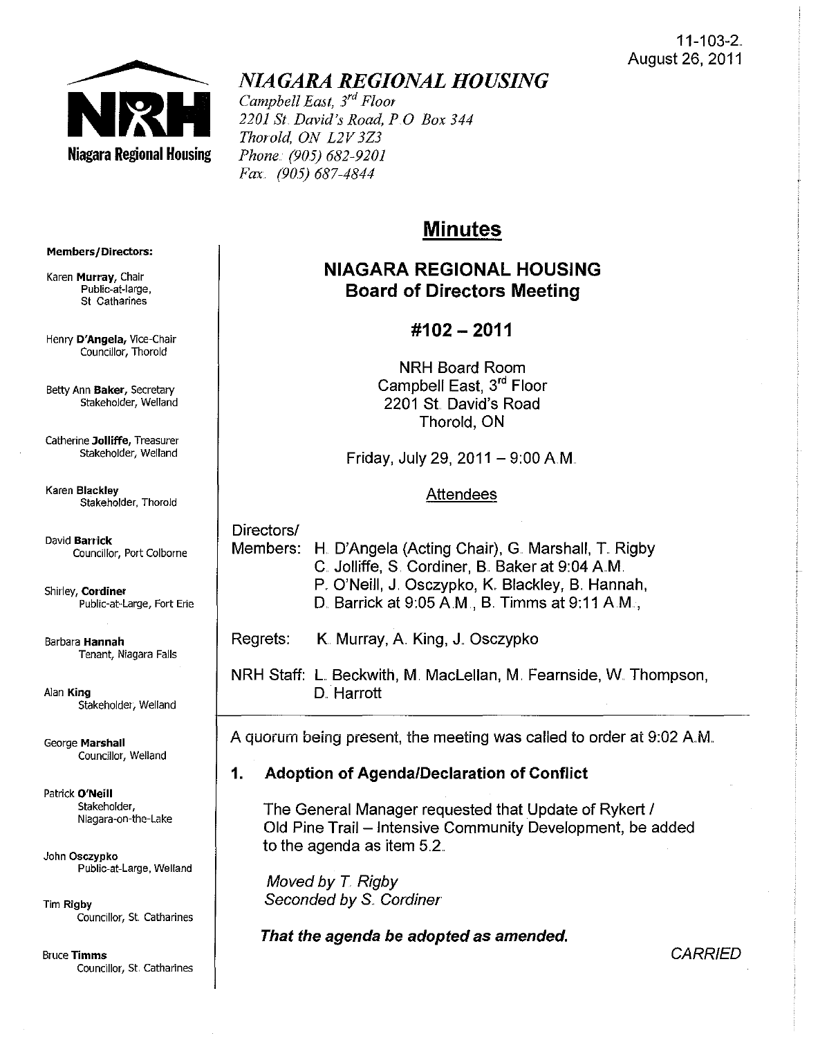11-103-2.
August 26, 2011

# NIAGARA REGIONAL HOUSING

*Campbell East, 3rd Floor*
*2201 St. David's Road, P O Box 344*
*Thorold, ON L2V 3Z3*
*Phone: (905) 682-9201*
*Fax. (905) 687-4844*

**Members/Directors:**

Karen **Murray**, Chair
Public-at-large, St Catharines

Henry **D'Angela**, Vice-Chair
Councillor, Thorold

Betty Ann **Baker**, Secretary
Stakeholder, Welland

Catherine **Jolliffe**, Treasurer
Stakeholder, Welland

Karen **Blackley**
Stakeholder, Thorold

David **Barrick**
Councillor, Port Colborne

Shirley, **Cordiner**
Public-at-Large, Fort Erie

Barbara **Hannah**
Tenant, Niagara Falls

Alan **King**
Stakeholder, Welland

George **Marshall**
Councillor, Welland

Patrick **O'Neill**
Stakeholder, Niagara-on-the-Lake

John **Osczypko**
Public-at-Large, Welland

Tim **Rigby**
Councillor, St. Catharines

Bruce **Timms**
Councillor, St. Catharines

## Minutes

## NIAGARA REGIONAL HOUSING Board of Directors Meeting

## #102 – 2011

NRH Board Room
Campbell East, 3rd Floor
2201 St. David's Road
Thorold, ON

Friday, July 29, 2011 – 9:00 A.M.

Attendees

Directors/
Members: H. D'Angela (Acting Chair), G. Marshall, T. Rigby
C. Jolliffe, S. Cordiner, B. Baker at 9:04 A.M.
P. O'Neill, J. Osczypko, K. Blackley, B. Hannah,
D. Barrick at 9:05 A.M., B. Timms at 9:11 A.M.,

Regrets: K. Murray, A. King, J. Osczypko

NRH Staff: L. Beckwith, M. MacLellan, M. Fearnside, W. Thompson, D. Harrott

A quorum being present, the meeting was called to order at 9:02 A.M.

### 1. Adoption of Agenda/Declaration of Conflict

The General Manager requested that Update of Rykert / Old Pine Trail – Intensive Community Development, be added to the agenda as item 5.2.

*Moved by T. Rigby*
*Seconded by S. Cordiner*

***That the agenda be adopted as amended.***

*CARRIED*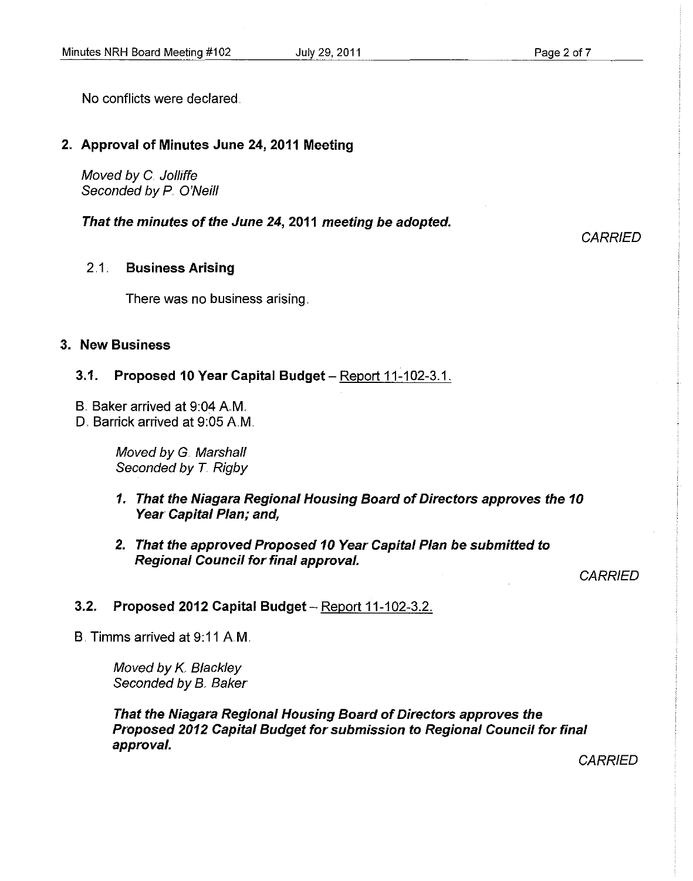No conflicts were declared.

## 2. Approval of Minutes June 24, 2011 Meeting

*Moved by C. Jolliffe*
*Seconded by P. O'Neill*

***That the minutes of the June 24, 2011 meeting be adopted.***

*CARRIED*

### 2.1. Business Arising

There was no business arising.

## 3. New Business

### 3.1. Proposed 10 Year Capital Budget – Report 11-102-3.1.

B. Baker arrived at 9:04 A.M.
D. Barrick arrived at 9:05 A.M.

*Moved by G. Marshall*
*Seconded by T. Rigby*

1. ***That the Niagara Regional Housing Board of Directors approves the 10 Year Capital Plan; and,***
2. ***That the approved Proposed 10 Year Capital Plan be submitted to Regional Council for final approval.***

*CARRIED*

### 3.2. Proposed 2012 Capital Budget – Report 11-102-3.2.

B. Timms arrived at 9:11 A.M.

*Moved by K. Blackley*
*Seconded by B. Baker*

***That the Niagara Regional Housing Board of Directors approves the Proposed 2012 Capital Budget for submission to Regional Council for final approval.***

*CARRIED*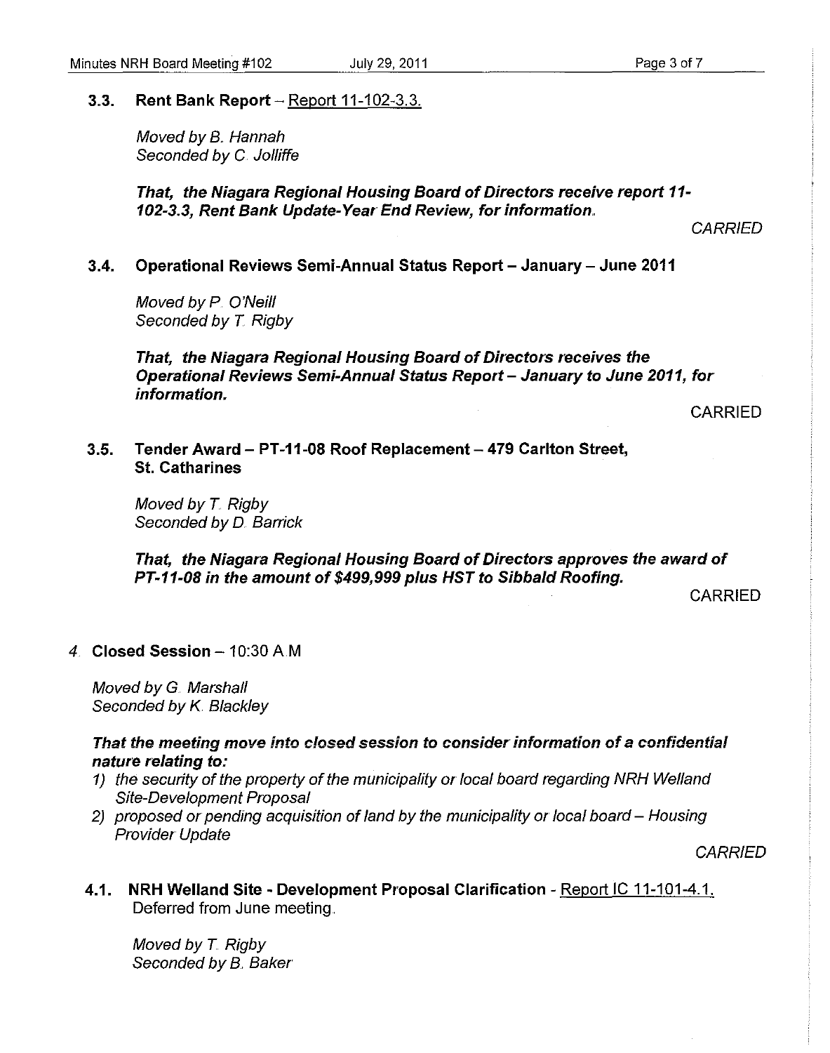### 3.3. Rent Bank Report – Report 11-102-3.3.

*Moved by B. Hannah*
*Seconded by C. Jolliffe*

***That, the Niagara Regional Housing Board of Directors receive report 11-102-3.3, Rent Bank Update-Year End Review, for information.***

*CARRIED*

### 3.4. Operational Reviews Semi-Annual Status Report – January – June 2011

*Moved by P. O'Neill*
*Seconded by T. Rigby*

***That, the Niagara Regional Housing Board of Directors receives the Operational Reviews Semi-Annual Status Report – January to June 2011, for information.***

CARRIED

### 3.5. Tender Award – PT-11-08 Roof Replacement – 479 Carlton Street, St. Catharines

*Moved by T. Rigby*
*Seconded by D. Barrick*

***That, the Niagara Regional Housing Board of Directors approves the award of PT-11-08 in the amount of $499,999 plus HST to Sibbald Roofing.***

CARRIED

## 4. Closed Session – 10:30 A.M

*Moved by G. Marshall*
*Seconded by K. Blackley*

***That the meeting move into closed session to consider information of a confidential nature relating to:***

*1) the security of the property of the municipality or local board regarding NRH Welland Site-Development Proposal*
*2) proposed or pending acquisition of land by the municipality or local board – Housing Provider Update*

*CARRIED*

### 4.1. NRH Welland Site - Development Proposal Clarification - Report IC 11-101-4.1.

Deferred from June meeting.

*Moved by T. Rigby*
*Seconded by B. Baker*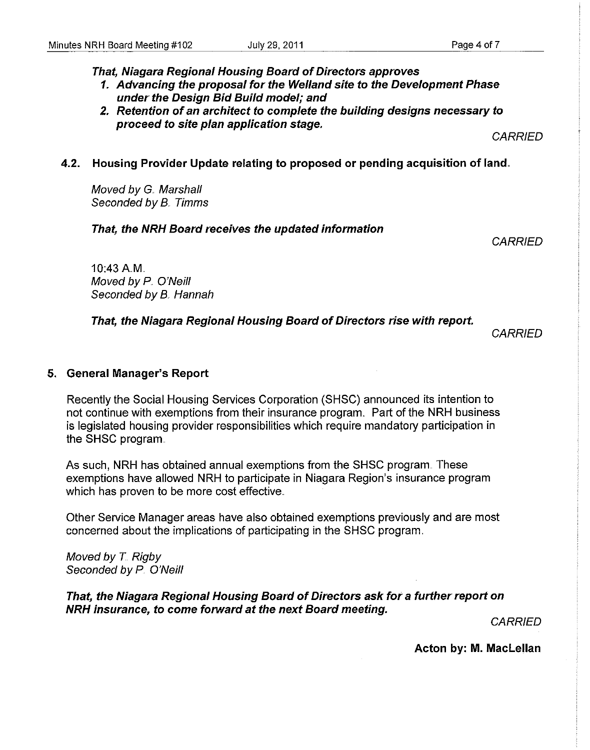***That, Niagara Regional Housing Board of Directors approves***

1. ***Advancing the proposal for the Welland site to the Development Phase under the Design Bid Build model; and***
2. ***Retention of an architect to complete the building designs necessary to proceed to site plan application stage.***

*CARRIED*

### 4.2. Housing Provider Update relating to proposed or pending acquisition of land.

*Moved by G. Marshall*
*Seconded by B. Timms*

***That, the NRH Board receives the updated information***

*CARRIED*

10:43 A.M.
*Moved by P. O'Neill*
*Seconded by B. Hannah*

***That, the Niagara Regional Housing Board of Directors rise with report.***

*CARRIED*

## 5. General Manager's Report

Recently the Social Housing Services Corporation (SHSC) announced its intention to not continue with exemptions from their insurance program. Part of the NRH business is legislated housing provider responsibilities which require mandatory participation in the SHSC program.

As such, NRH has obtained annual exemptions from the SHSC program. These exemptions have allowed NRH to participate in Niagara Region's insurance program which has proven to be more cost effective.

Other Service Manager areas have also obtained exemptions previously and are most concerned about the implications of participating in the SHSC program.

*Moved by T. Rigby*
*Seconded by P. O'Neill*

***That, the Niagara Regional Housing Board of Directors ask for a further report on NRH insurance, to come forward at the next Board meeting.***

*CARRIED*

**Acton by: M. MacLellan**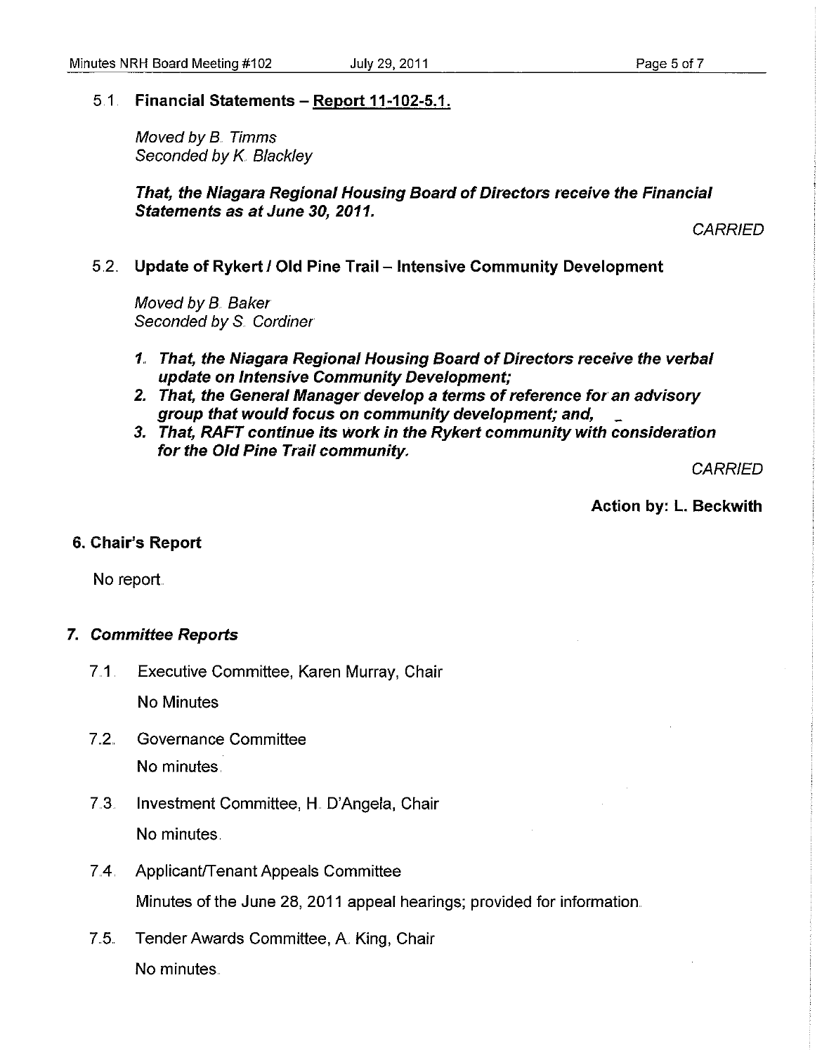5.1. **Financial Statements – Report 11-102-5.1.**

*Moved by B. Timms*
*Seconded by K. Blackley*

***That, the Niagara Regional Housing Board of Directors receive the Financial Statements as at June 30, 2011.***

*CARRIED*

5.2. **Update of Rykert / Old Pine Trail – Intensive Community Development**

*Moved by B. Baker*
*Seconded by S. Cordiner*

1. ***That, the Niagara Regional Housing Board of Directors receive the verbal update on Intensive Community Development;***
2. ***That, the General Manager develop a terms of reference for an advisory group that would focus on community development; and,***
3. ***That, RAFT continue its work in the Rykert community with consideration for the Old Pine Trail community.***

*CARRIED*

**Action by: L. Beckwith**

## 6. Chair's Report

No report.

## *7. Committee Reports*

7.1. Executive Committee, Karen Murray, Chair

No Minutes

7.2. Governance Committee

No minutes.

7.3. Investment Committee, H. D'Angela, Chair

No minutes.

7.4. Applicant/Tenant Appeals Committee

Minutes of the June 28, 2011 appeal hearings; provided for information.

7.5. Tender Awards Committee, A. King, Chair

No minutes.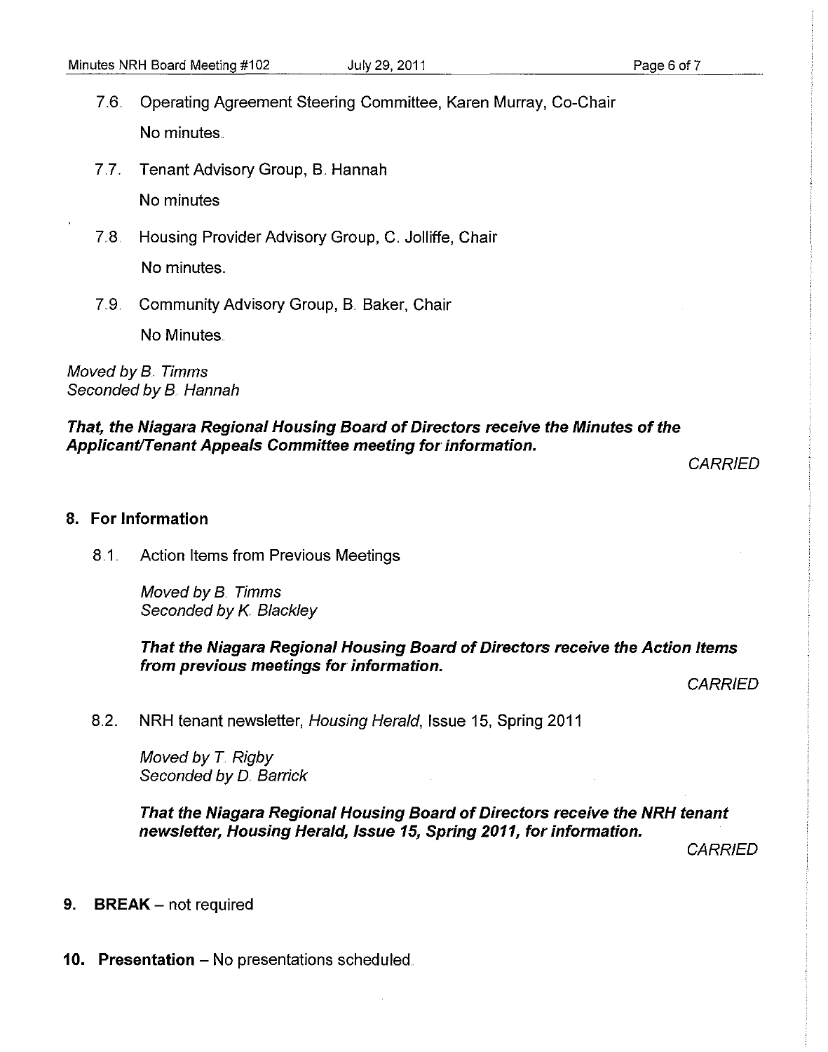7.6. Operating Agreement Steering Committee, Karen Murray, Co-Chair

No minutes.

7.7. Tenant Advisory Group, B. Hannah

No minutes

7.8. Housing Provider Advisory Group, C. Jolliffe, Chair

No minutes.

7.9. Community Advisory Group, B. Baker, Chair

No Minutes.

*Moved by B. Timms*
*Seconded by B. Hannah*

***That, the Niagara Regional Housing Board of Directors receive the Minutes of the Applicant/Tenant Appeals Committee meeting for information.***

*CARRIED*

## 8. For Information

8.1. Action Items from Previous Meetings

*Moved by B. Timms*
*Seconded by K. Blackley*

***That the Niagara Regional Housing Board of Directors receive the Action Items from previous meetings for information.***

*CARRIED*

8.2. NRH tenant newsletter, *Housing Herald*, Issue 15, Spring 2011

*Moved by T. Rigby*
*Seconded by D. Barrick*

***That the Niagara Regional Housing Board of Directors receive the NRH tenant newsletter, Housing Herald, Issue 15, Spring 2011, for information.***

*CARRIED*

## 9. BREAK – not required

## 10. Presentation – No presentations scheduled.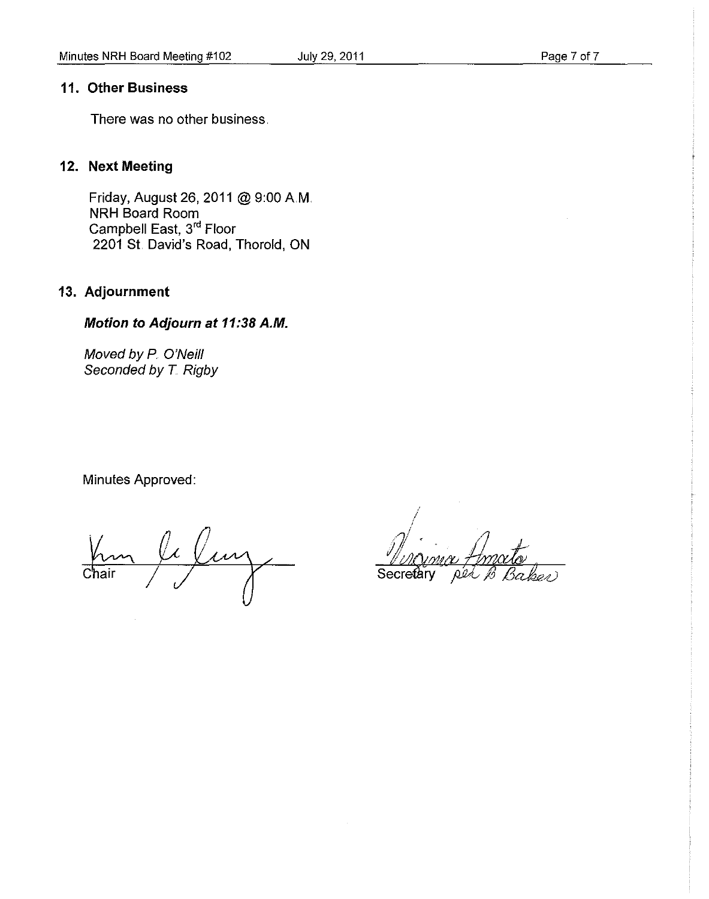## 11. Other Business

There was no other business.

## 12. Next Meeting

Friday, August 26, 2011 @ 9:00 A.M.
NRH Board Room
Campbell East, 3rd Floor
2201 St. David's Road, Thorold, ON

## 13. Adjournment

***Motion to Adjourn at 11:38 A.M.***

*Moved by P. O'Neill*
*Seconded by T. Rigby*

Minutes Approved:

Chair

Secretary per B. Baker